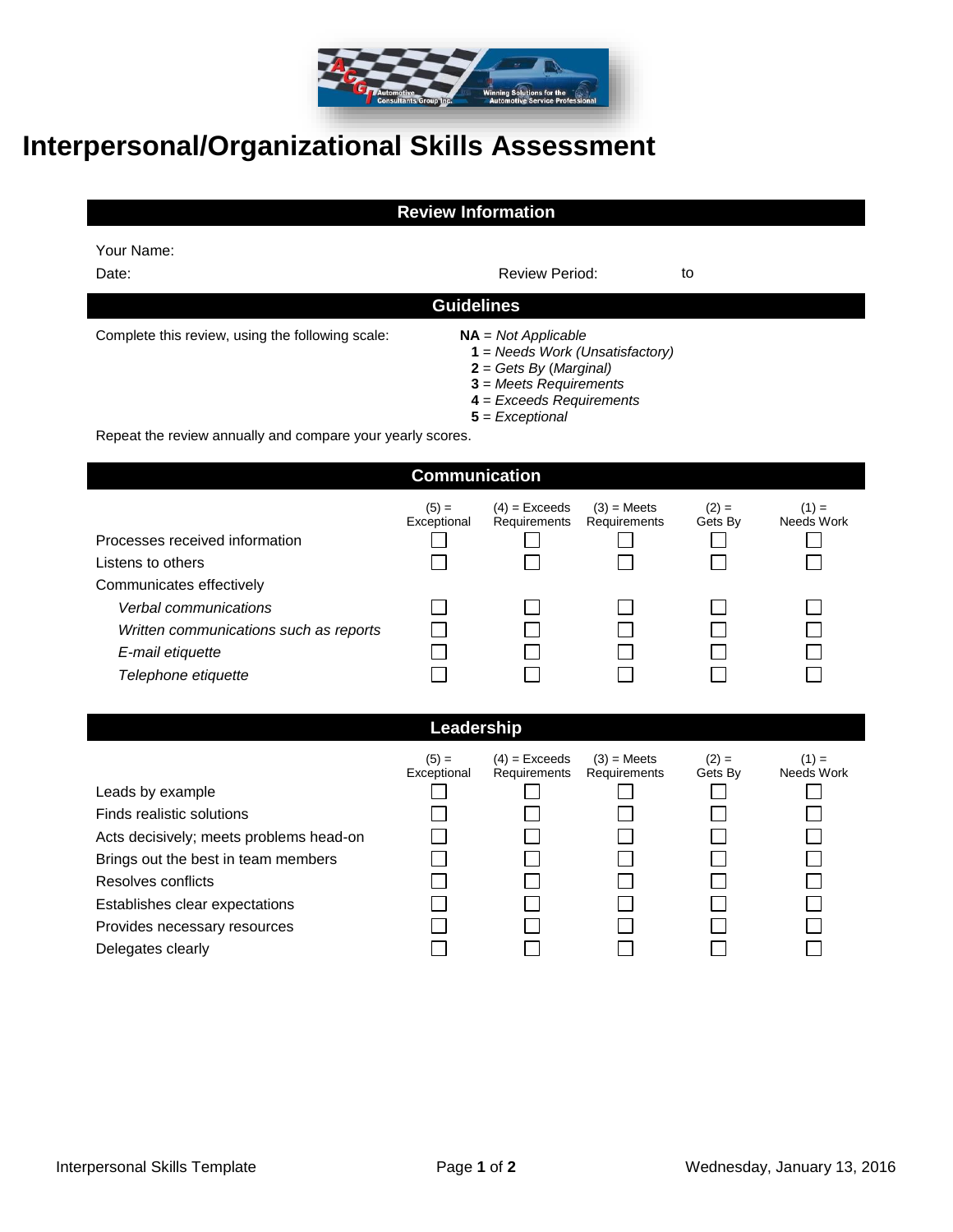# Interpersonal/Organizational Skills Assessment

## Review Information

Your Name:

Date: Review Period: to

## Guidelines

Complete this review, using the following scale:

**NA** = *Not Applicable*
**1** = *Needs Work (Unsatisfactory)*
**2** = *Gets By* (*Marginal)*
**3** = *Meets Requirements*
**4** = *Exceeds Requirements*
**5** = *Exceptional*

Repeat the review annually and compare your yearly scores.

## Communication

| | (5) = Exceptional | (4) = Exceeds Requirements | (3) = Meets Requirements | (2) = Gets By | (1) = Needs Work |
|---|---|---|---|---|---|
| Processes received information | ☐ | ☐ | ☐ | ☐ | ☐ |
| Listens to others | ☐ | ☐ | ☐ | ☐ | ☐ |
| Communicates effectively | | | | | |
| *Verbal communications* | ☐ | ☐ | ☐ | ☐ | ☐ |
| *Written communications such as reports* | ☐ | ☐ | ☐ | ☐ | ☐ |
| *E-mail etiquette* | ☐ | ☐ | ☐ | ☐ | ☐ |
| *Telephone etiquette* | ☐ | ☐ | ☐ | ☐ | ☐ |

## Leadership

| | (5) = Exceptional | (4) = Exceeds Requirements | (3) = Meets Requirements | (2) = Gets By | (1) = Needs Work |
|---|---|---|---|---|---|
| Leads by example | ☐ | ☐ | ☐ | ☐ | ☐ |
| Finds realistic solutions | ☐ | ☐ | ☐ | ☐ | ☐ |
| Acts decisively; meets problems head-on | ☐ | ☐ | ☐ | ☐ | ☐ |
| Brings out the best in team members | ☐ | ☐ | ☐ | ☐ | ☐ |
| Resolves conflicts | ☐ | ☐ | ☐ | ☐ | ☐ |
| Establishes clear expectations | ☐ | ☐ | ☐ | ☐ | ☐ |
| Provides necessary resources | ☐ | ☐ | ☐ | ☐ | ☐ |
| Delegates clearly | ☐ | ☐ | ☐ | ☐ | ☐ |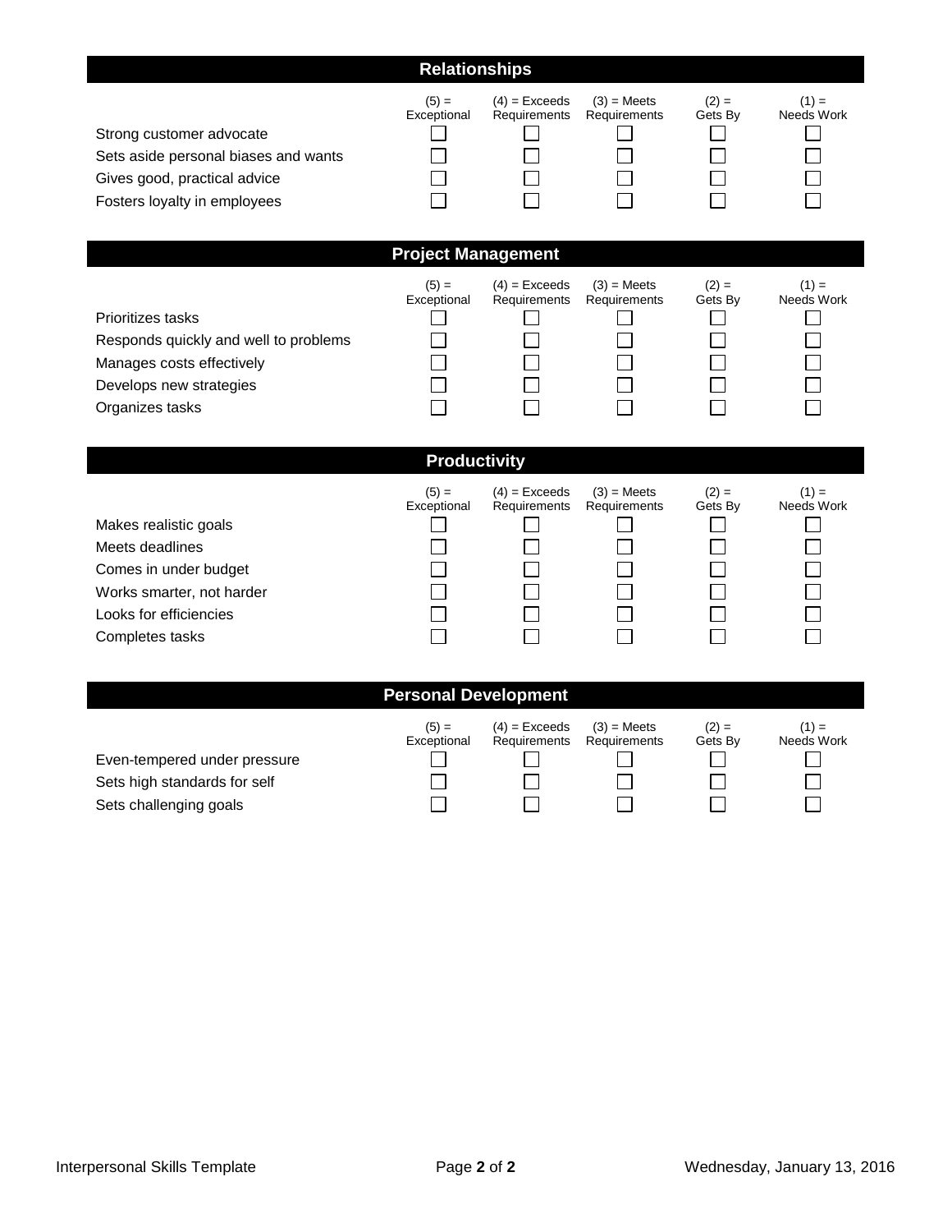## Relationships

| | (5) = Exceptional | (4) = Exceeds Requirements | (3) = Meets Requirements | (2) = Gets By | (1) = Needs Work |
|---|---|---|---|---|---|
| Strong customer advocate | ☐ | ☐ | ☐ | ☐ | ☐ |
| Sets aside personal biases and wants | ☐ | ☐ | ☐ | ☐ | ☐ |
| Gives good, practical advice | ☐ | ☐ | ☐ | ☐ | ☐ |
| Fosters loyalty in employees | ☐ | ☐ | ☐ | ☐ | ☐ |

## Project Management

| | (5) = Exceptional | (4) = Exceeds Requirements | (3) = Meets Requirements | (2) = Gets By | (1) = Needs Work |
|---|---|---|---|---|---|
| Prioritizes tasks | ☐ | ☐ | ☐ | ☐ | ☐ |
| Responds quickly and well to problems | ☐ | ☐ | ☐ | ☐ | ☐ |
| Manages costs effectively | ☐ | ☐ | ☐ | ☐ | ☐ |
| Develops new strategies | ☐ | ☐ | ☐ | ☐ | ☐ |
| Organizes tasks | ☐ | ☐ | ☐ | ☐ | ☐ |

## Productivity

| | (5) = Exceptional | (4) = Exceeds Requirements | (3) = Meets Requirements | (2) = Gets By | (1) = Needs Work |
|---|---|---|---|---|---|
| Makes realistic goals | ☐ | ☐ | ☐ | ☐ | ☐ |
| Meets deadlines | ☐ | ☐ | ☐ | ☐ | ☐ |
| Comes in under budget | ☐ | ☐ | ☐ | ☐ | ☐ |
| Works smarter, not harder | ☐ | ☐ | ☐ | ☐ | ☐ |
| Looks for efficiencies | ☐ | ☐ | ☐ | ☐ | ☐ |
| Completes tasks | ☐ | ☐ | ☐ | ☐ | ☐ |

## Personal Development

| | (5) = Exceptional | (4) = Exceeds Requirements | (3) = Meets Requirements | (2) = Gets By | (1) = Needs Work |
|---|---|---|---|---|---|
| Even-tempered under pressure | ☐ | ☐ | ☐ | ☐ | ☐ |
| Sets high standards for self | ☐ | ☐ | ☐ | ☐ | ☐ |
| Sets challenging goals | ☐ | ☐ | ☐ | ☐ | ☐ |